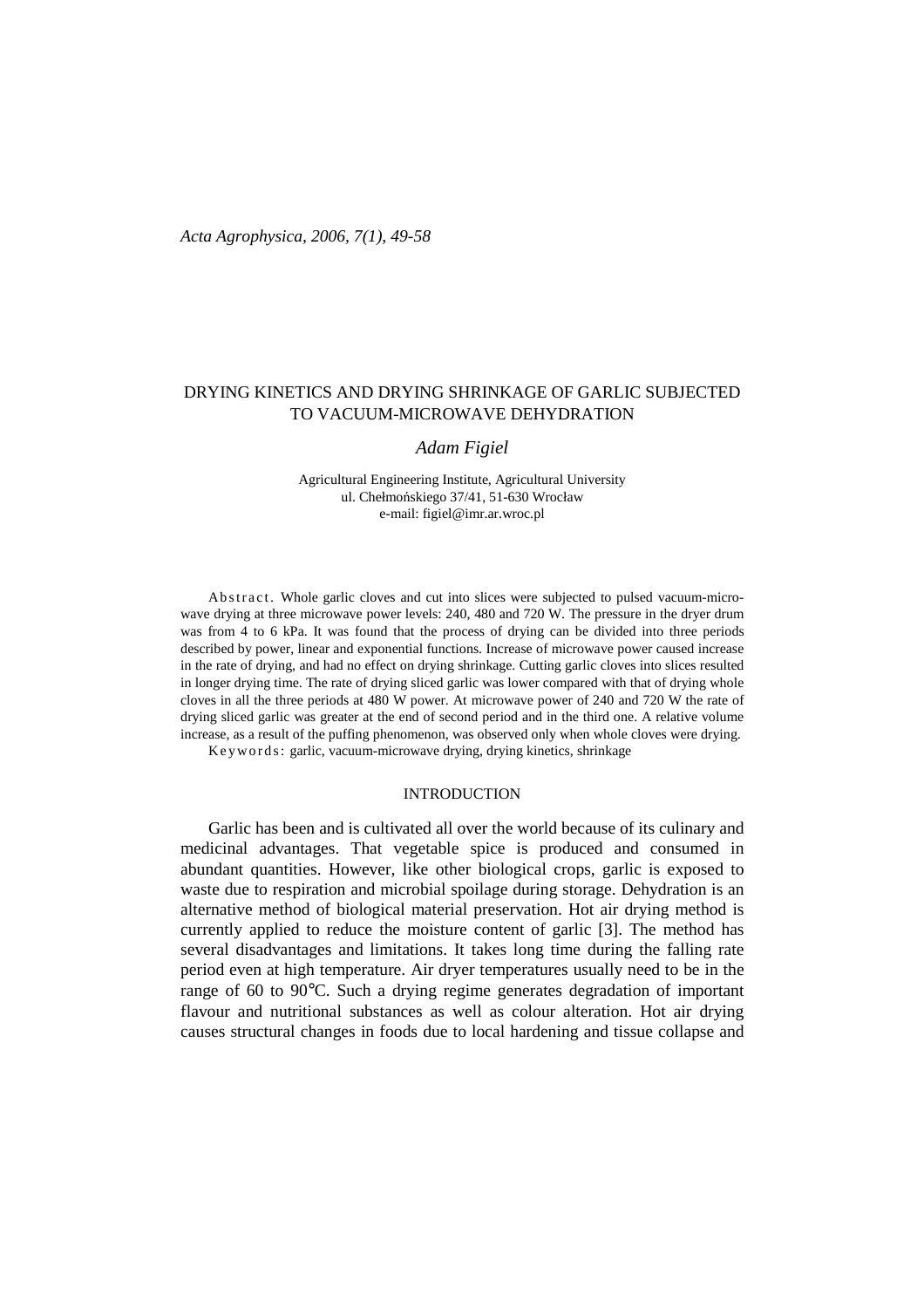# DRYING KINETICS AND DRYING SHRINKAGE OF GARLIC SUBJECTED TO VACUUM-MICROWAVE DEHYDRATION

*Adam Figiel*

Agricultural Engineering Institute, Agricultural University
ul. Chełmońskiego 37/41, 51-630 Wrocław
e-mail: figiel@imr.ar.wroc.pl

A b s t r a c t. Whole garlic cloves and cut into slices were subjected to pulsed vacuum-microwave drying at three microwave power levels: 240, 480 and 720 W. The pressure in the dryer drum was from 4 to 6 kPa. It was found that the process of drying can be divided into three periods described by power, linear and exponential functions. Increase of microwave power caused increase in the rate of drying, and had no effect on drying shrinkage. Cutting garlic cloves into slices resulted in longer drying time. The rate of drying sliced garlic was lower compared with that of drying whole cloves in all the three periods at 480 W power. At microwave power of 240 and 720 W the rate of drying sliced garlic was greater at the end of second period and in the third one. A relative volume increase, as a result of the puffing phenomenon, was observed only when whole cloves were drying.

K e y w o r d s: garlic, vacuum-microwave drying, drying kinetics, shrinkage

## INTRODUCTION

Garlic has been and is cultivated all over the world because of its culinary and medicinal advantages. That vegetable spice is produced and consumed in abundant quantities. However, like other biological crops, garlic is exposed to waste due to respiration and microbial spoilage during storage. Dehydration is an alternative method of biological material preservation. Hot air drying method is currently applied to reduce the moisture content of garlic [3]. The method has several disadvantages and limitations. It takes long time during the falling rate period even at high temperature. Air dryer temperatures usually need to be in the range of 60 to 90°C. Such a drying regime generates degradation of important flavour and nutritional substances as well as colour alteration. Hot air drying causes structural changes in foods due to local hardening and tissue collapse and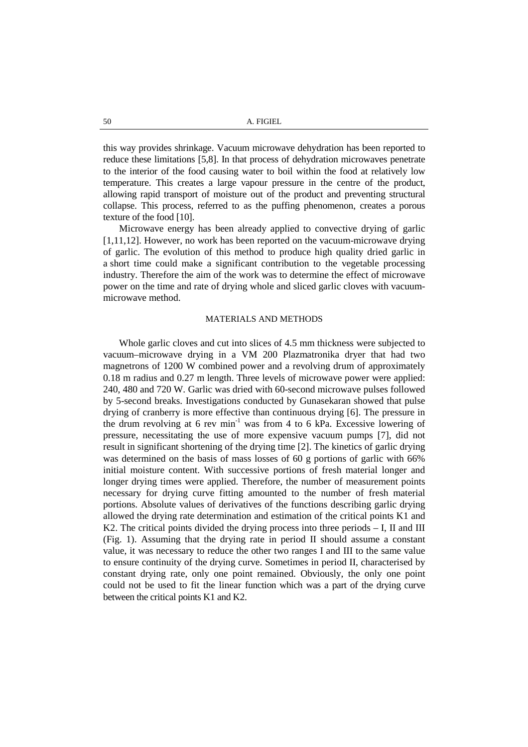this way provides shrinkage. Vacuum microwave dehydration has been reported to reduce these limitations [5,8]. In that process of dehydration microwaves penetrate to the interior of the food causing water to boil within the food at relatively low temperature. This creates a large vapour pressure in the centre of the product, allowing rapid transport of moisture out of the product and preventing structural collapse. This process, referred to as the puffing phenomenon, creates a porous texture of the food [10].

Microwave energy has been already applied to convective drying of garlic [1,11,12]. However, no work has been reported on the vacuum-microwave drying of garlic. The evolution of this method to produce high quality dried garlic in a short time could make a significant contribution to the vegetable processing industry. Therefore the aim of the work was to determine the effect of microwave power on the time and rate of drying whole and sliced garlic cloves with vacuum-microwave method.

## MATERIALS AND METHODS

Whole garlic cloves and cut into slices of 4.5 mm thickness were subjected to vacuum–microwave drying in a VM 200 Plazmatronika dryer that had two magnetrons of 1200 W combined power and a revolving drum of approximately 0.18 m radius and 0.27 m length. Three levels of microwave power were applied: 240, 480 and 720 W. Garlic was dried with 60-second microwave pulses followed by 5-second breaks. Investigations conducted by Gunasekaran showed that pulse drying of cranberry is more effective than continuous drying [6]. The pressure in the drum revolving at 6 rev $min^{-1}$ was from 4 to 6 kPa. Excessive lowering of pressure, necessitating the use of more expensive vacuum pumps [7], did not result in significant shortening of the drying time [2]. The kinetics of garlic drying was determined on the basis of mass losses of 60 g portions of garlic with 66% initial moisture content. With successive portions of fresh material longer and longer drying times were applied. Therefore, the number of measurement points necessary for drying curve fitting amounted to the number of fresh material portions. Absolute values of derivatives of the functions describing garlic drying allowed the drying rate determination and estimation of the critical points K1 and K2. The critical points divided the drying process into three periods – I, II and III (Fig. 1). Assuming that the drying rate in period II should assume a constant value, it was necessary to reduce the other two ranges I and III to the same value to ensure continuity of the drying curve. Sometimes in period II, characterised by constant drying rate, only one point remained. Obviously, the only one point could not be used to fit the linear function which was a part of the drying curve between the critical points K1 and K2.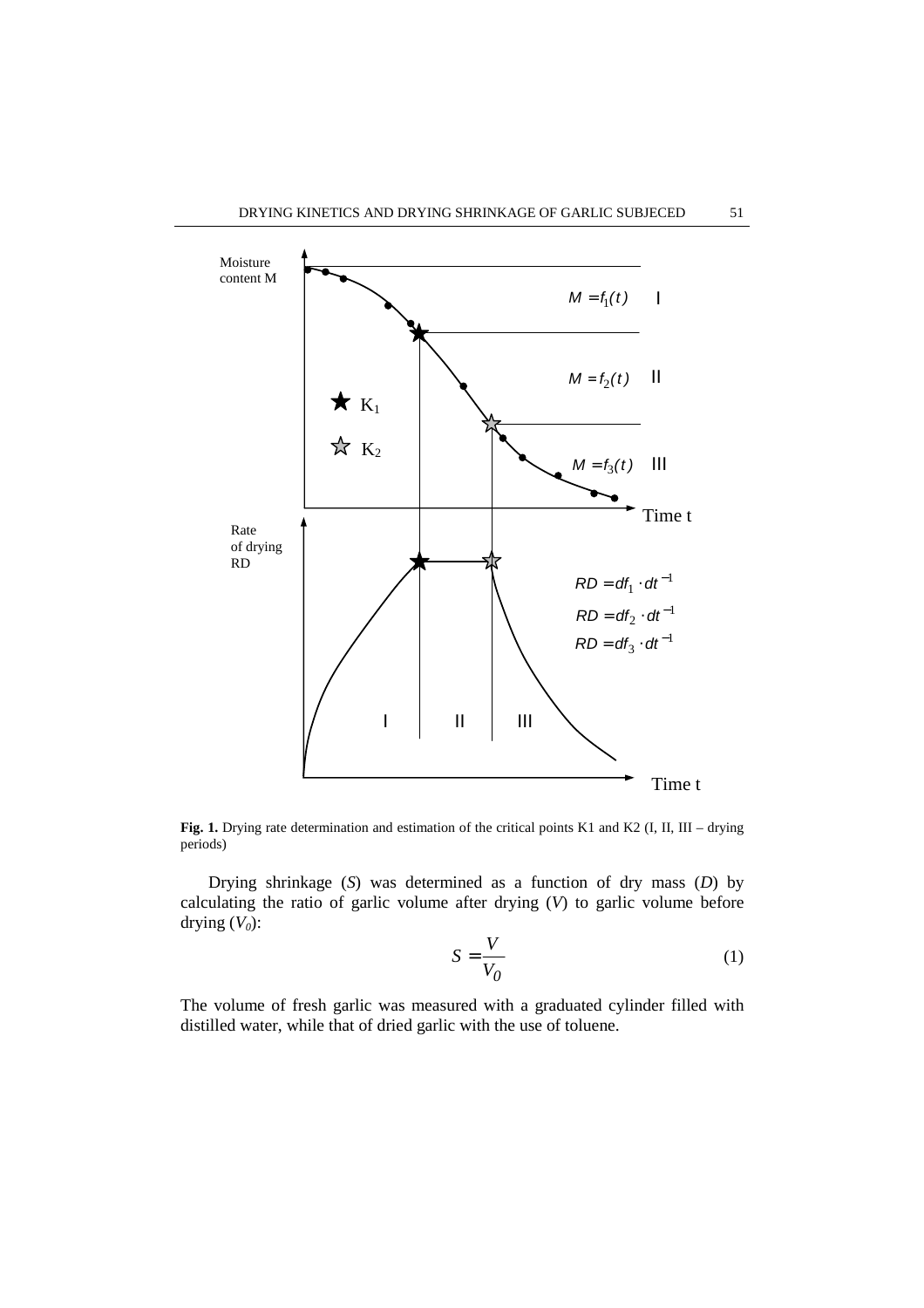**Fig. 1.** Drying rate determination and estimation of the critical points K1 and K2 (I, II, III – drying periods)

Drying shrinkage ($S$) was determined as a function of dry mass ($D$) by calculating the ratio of garlic volume after drying ($V$) to garlic volume before drying ($V_0$):

$$S = \frac{V}{V_0} \tag{1}$$

The volume of fresh garlic was measured with a graduated cylinder filled with distilled water, while that of dried garlic with the use of toluene.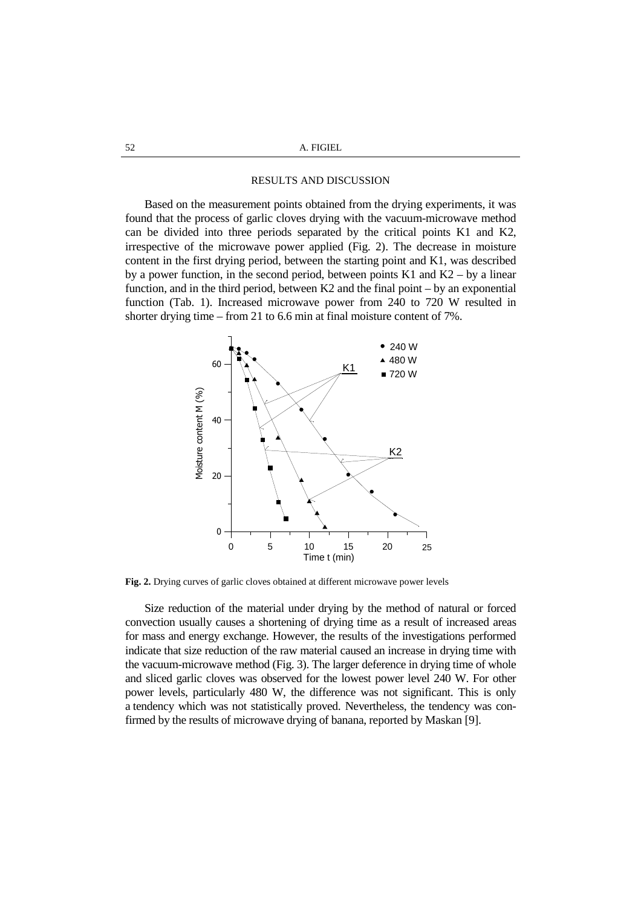## RESULTS AND DISCUSSION

Based on the measurement points obtained from the drying experiments, it was found that the process of garlic cloves drying with the vacuum-microwave method can be divided into three periods separated by the critical points K1 and K2, irrespective of the microwave power applied (Fig. 2). The decrease in moisture content in the first drying period, between the starting point and K1, was described by a power function, in the second period, between points K1 and K2 – by a linear function, and in the third period, between K2 and the final point – by an exponential function (Tab. 1). Increased microwave power from 240 to 720 W resulted in shorter drying time – from 21 to 6.6 min at final moisture content of 7%.

**Fig. 2.** Drying curves of garlic cloves obtained at different microwave power levels

Size reduction of the material under drying by the method of natural or forced convection usually causes a shortening of drying time as a result of increased areas for mass and energy exchange. However, the results of the investigations performed indicate that size reduction of the raw material caused an increase in drying time with the vacuum-microwave method (Fig. 3). The larger deference in drying time of whole and sliced garlic cloves was observed for the lowest power level 240 W. For other power levels, particularly 480 W, the difference was not significant. This is only a tendency which was not statistically proved. Nevertheless, the tendency was confirmed by the results of microwave drying of banana, reported by Maskan [9].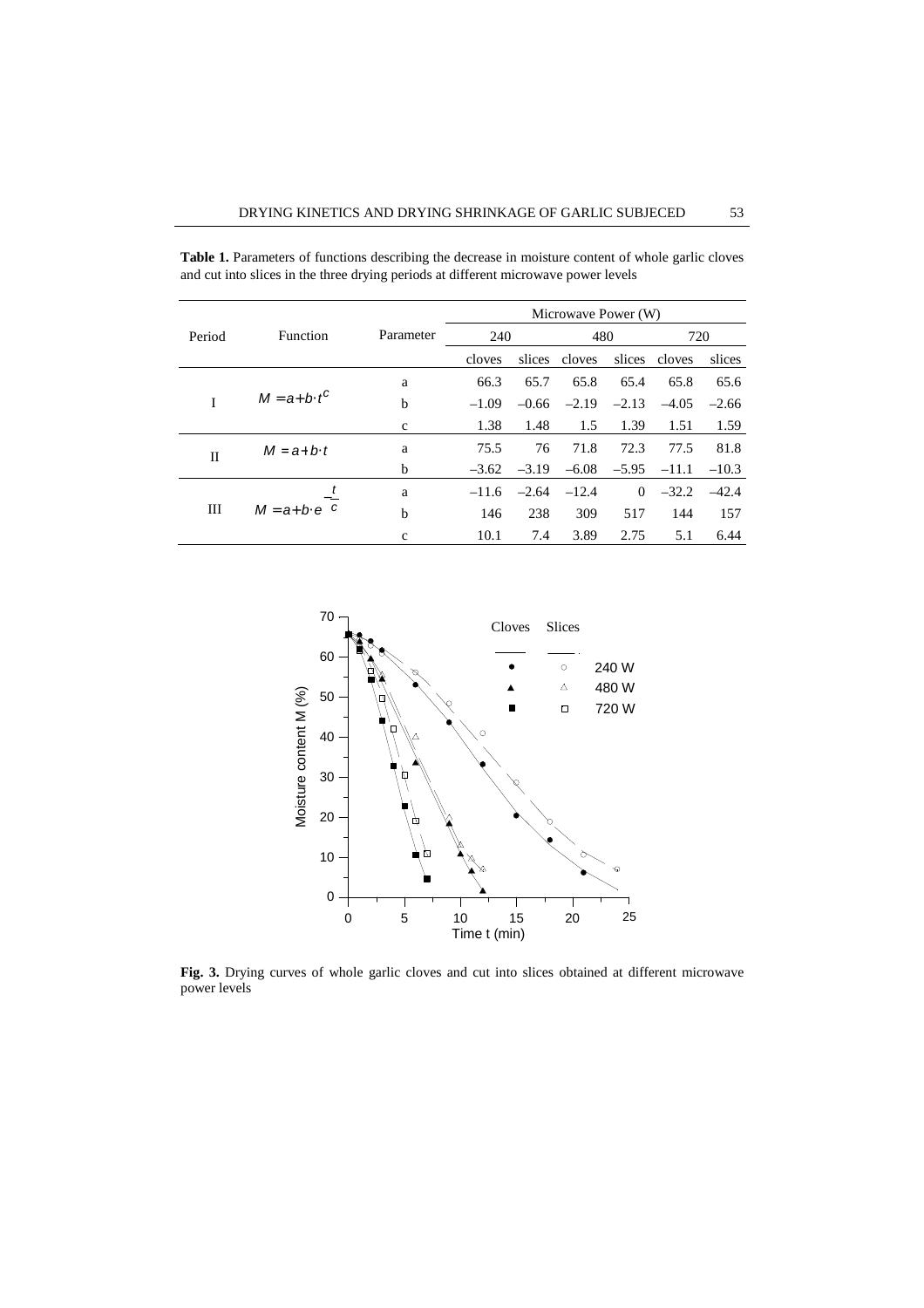**Table 1.** Parameters of functions describing the decrease in moisture content of whole garlic cloves and cut into slices in the three drying periods at different microwave power levels

| Period | Function | Parameter | Microwave Power (W) | | | | | |
|---|---|---|---|---|---|---|---|---|
| | | | 240 | | 480 | | 720 | |
| | | | cloves | slices | cloves | slices | cloves | slices |
| I | $M = a + b \cdot t^{c}$ | a | 66.3 | 65.7 | 65.8 | 65.4 | 65.8 | 65.6 |
| | | b | –1.09 | –0.66 | –2.19 | –2.13 | –4.05 | –2.66 |
| | | c | 1.38 | 1.48 | 1.5 | 1.39 | 1.51 | 1.59 |
| II | $M = a + b \cdot t$ | a | 75.5 | 76 | 71.8 | 72.3 | 77.5 | 81.8 |
| | | b | –3.62 | –3.19 | –6.08 | –5.95 | –11.1 | –10.3 |
| III | $M = a + b \cdot e^{-\frac{t}{c}}$ | a | –11.6 | –2.64 | –12.4 | 0 | –32.2 | –42.4 |
| | | b | 146 | 238 | 309 | 517 | 144 | 157 |
| | | c | 10.1 | 7.4 | 3.89 | 2.75 | 5.1 | 6.44 |

**Fig. 3.** Drying curves of whole garlic cloves and cut into slices obtained at different microwave power levels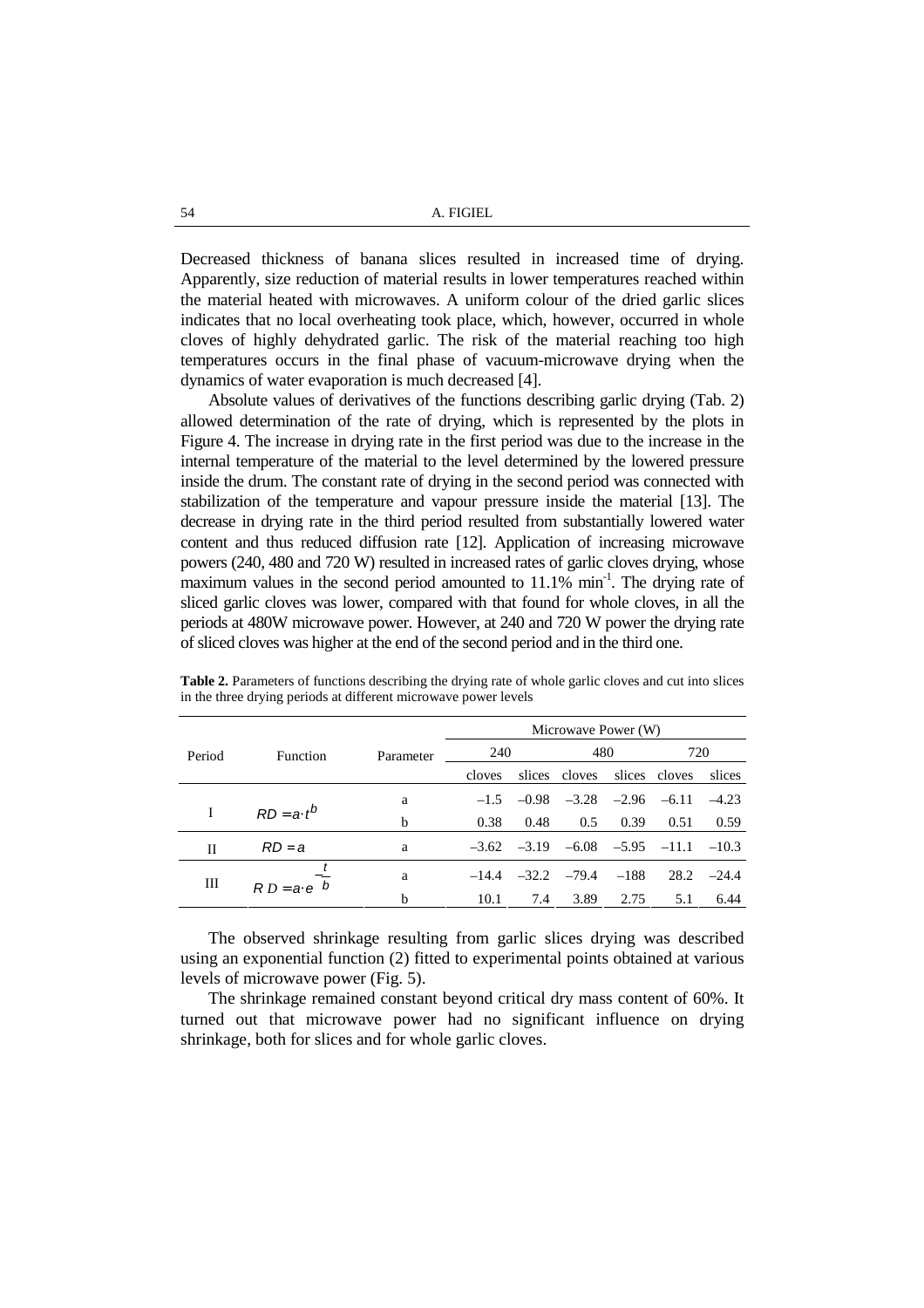Decreased thickness of banana slices resulted in increased time of drying. Apparently, size reduction of material results in lower temperatures reached within the material heated with microwaves. A uniform colour of the dried garlic slices indicates that no local overheating took place, which, however, occurred in whole cloves of highly dehydrated garlic. The risk of the material reaching too high temperatures occurs in the final phase of vacuum-microwave drying when the dynamics of water evaporation is much decreased [4].

Absolute values of derivatives of the functions describing garlic drying (Tab. 2) allowed determination of the rate of drying, which is represented by the plots in Figure 4. The increase in drying rate in the first period was due to the increase in the internal temperature of the material to the level determined by the lowered pressure inside the drum. The constant rate of drying in the second period was connected with stabilization of the temperature and vapour pressure inside the material [13]. The decrease in drying rate in the third period resulted from substantially lowered water content and thus reduced diffusion rate [12]. Application of increasing microwave powers (240, 480 and 720 W) resulted in increased rates of garlic cloves drying, whose maximum values in the second period amounted to 11.1% $min^{-1}$. The drying rate of sliced garlic cloves was lower, compared with that found for whole cloves, in all the periods at 480W microwave power. However, at 240 and 720 W power the drying rate of sliced cloves was higher at the end of the second period and in the third one.

**Table 2.** Parameters of functions describing the drying rate of whole garlic cloves and cut into slices in the three drying periods at different microwave power levels

| Period | Function | Parameter | Microwave Power (W) | | | | | |
|---|---|---|---|---|---|---|---|---|
| | | | 240 | | 480 | | 720 | |
| | | | cloves | slices | cloves | slices | cloves | slices |
| I | $RD = a \cdot t^{b}$ | a | –1.5 | –0.98 | –3.28 | –2.96 | –6.11 | –4.23 |
| | | b | 0.38 | 0.48 | 0.5 | 0.39 | 0.51 | 0.59 |
| II | $RD = a$ | a | –3.62 | –3.19 | –6.08 | –5.95 | –11.1 | –10.3 |
| III | $RD = a \cdot e^{-\frac{t}{b}}$ | a | –14.4 | –32.2 | –79.4 | –188 | 28.2 | –24.4 |
| | | b | 10.1 | 7.4 | 3.89 | 2.75 | 5.1 | 6.44 |

The observed shrinkage resulting from garlic slices drying was described using an exponential function (2) fitted to experimental points obtained at various levels of microwave power (Fig. 5).

The shrinkage remained constant beyond critical dry mass content of 60%. It turned out that microwave power had no significant influence on drying shrinkage, both for slices and for whole garlic cloves.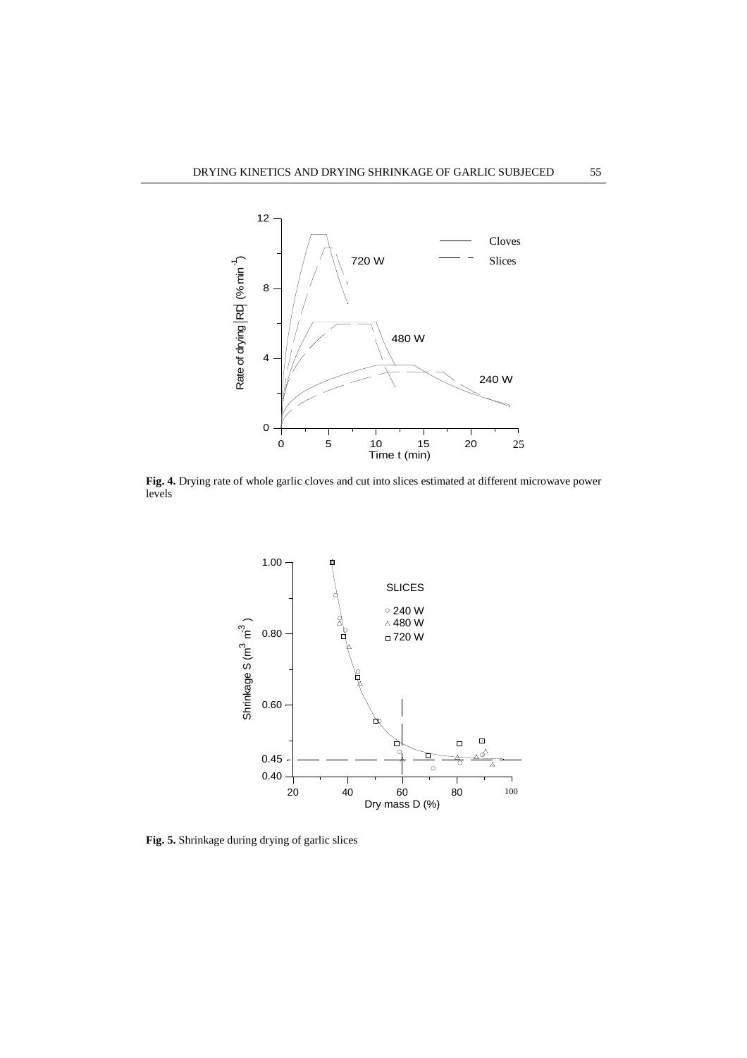**Fig. 4.** Drying rate of whole garlic cloves and cut into slices estimated at different microwave power levels

**Fig. 5.** Shrinkage during drying of garlic slices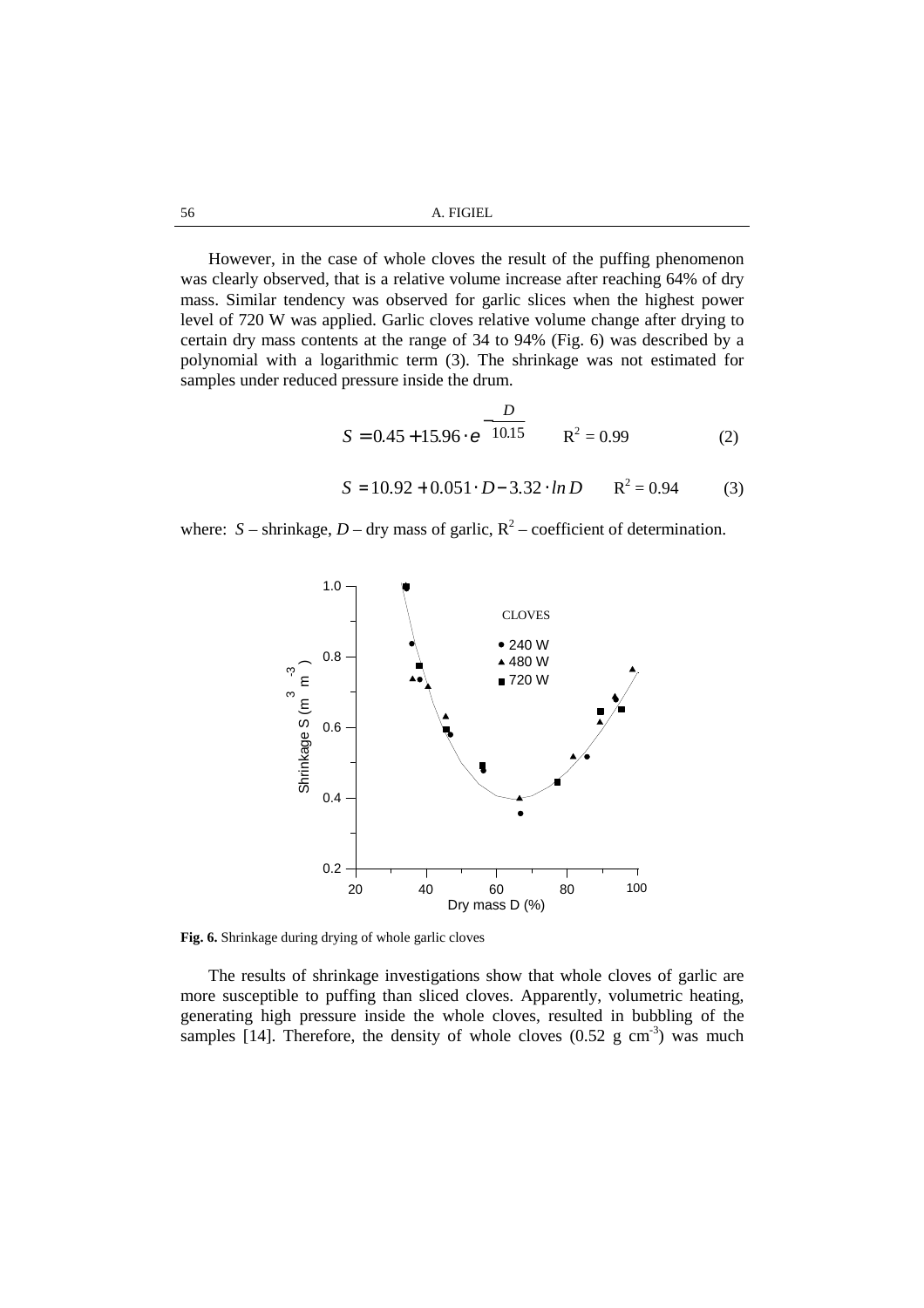However, in the case of whole cloves the result of the puffing phenomenon was clearly observed, that is a relative volume increase after reaching 64% of dry mass. Similar tendency was observed for garlic slices when the highest power level of 720 W was applied. Garlic cloves relative volume change after drying to certain dry mass contents at the range of 34 to 94% (Fig. 6) was described by a polynomial with a logarithmic term (3). The shrinkage was not estimated for samples under reduced pressure inside the drum.

$$S = 0.45 + 15.96 \cdot e^{-\frac{D}{10.15}} \qquad R^2 = 0.99 \tag{2}$$

$$S = 10.92 + 0.051 \cdot D - 3.32 \cdot \ln D \qquad R^2 = 0.94 \tag{3}$$

where: $S$ – shrinkage, $D$ – dry mass of garlic, $R^2$ – coefficient of determination.

**Fig. 6.** Shrinkage during drying of whole garlic cloves

The results of shrinkage investigations show that whole cloves of garlic are more susceptible to puffing than sliced cloves. Apparently, volumetric heating, generating high pressure inside the whole cloves, resulted in bubbling of the samples [14]. Therefore, the density of whole cloves (0.52 g $cm^{-3}$) was much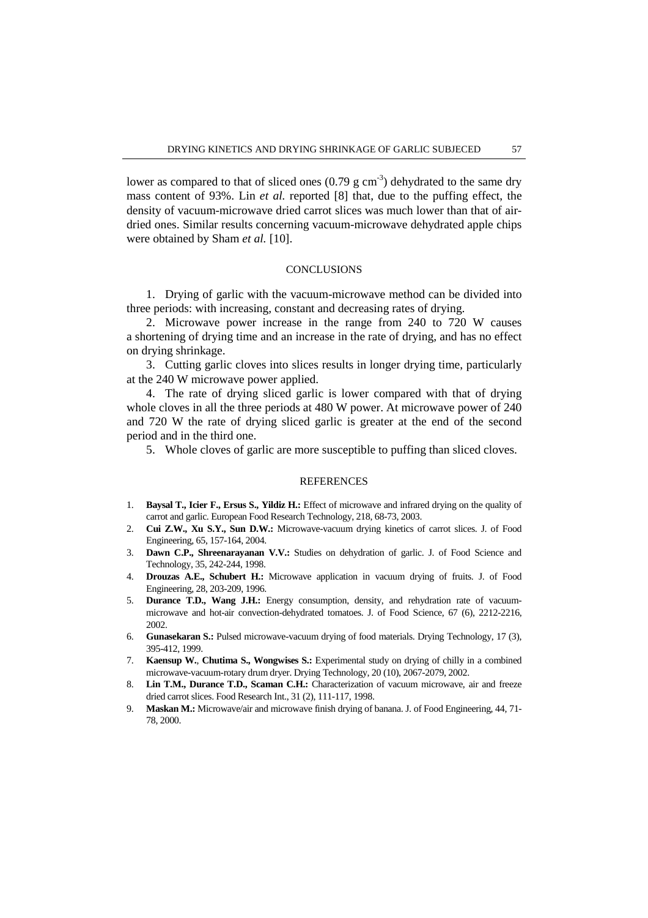lower as compared to that of sliced ones (0.79 g $cm^{-3}$) dehydrated to the same dry mass content of 93%. Lin *et al.* reported [8] that, due to the puffing effect, the density of vacuum-microwave dried carrot slices was much lower than that of air-dried ones. Similar results concerning vacuum-microwave dehydrated apple chips were obtained by Sham *et al.* [10].

## CONCLUSIONS

1. Drying of garlic with the vacuum-microwave method can be divided into three periods: with increasing, constant and decreasing rates of drying.

2. Microwave power increase in the range from 240 to 720 W causes a shortening of drying time and an increase in the rate of drying, and has no effect on drying shrinkage.

3. Cutting garlic cloves into slices results in longer drying time, particularly at the 240 W microwave power applied.

4. The rate of drying sliced garlic is lower compared with that of drying whole cloves in all the three periods at 480 W power. At microwave power of 240 and 720 W the rate of drying sliced garlic is greater at the end of the second period and in the third one.

5. Whole cloves of garlic are more susceptible to puffing than sliced cloves.

## REFERENCES

1. **Baysal T., Icier F., Ersus S., Yildiz H.:** Effect of microwave and infrared drying on the quality of carrot and garlic. European Food Research Technology, 218, 68-73, 2003.
2. **Cui Z.W., Xu S.Y., Sun D.W.:** Microwave-vacuum drying kinetics of carrot slices. J. of Food Engineering, 65, 157-164, 2004.
3. **Dawn C.P., Shreenarayanan V.V.:** Studies on dehydration of garlic. J. of Food Science and Technology, 35, 242-244, 1998.
4. **Drouzas A.E., Schubert H.:** Microwave application in vacuum drying of fruits. J. of Food Engineering, 28, 203-209, 1996.
5. **Durance T.D., Wang J.H.:** Energy consumption, density, and rehydration rate of vacuum-microwave and hot-air convection-dehydrated tomatoes. J. of Food Science, 67 (6), 2212-2216, 2002.
6. **Gunasekaran S.:** Pulsed microwave-vacuum drying of food materials. Drying Technology, 17 (3), 395-412, 1999.
7. **Kaensup W.**, **Chutima S., Wongwises S.:** Experimental study on drying of chilly in a combined microwave-vacuum-rotary drum dryer. Drying Technology, 20 (10), 2067-2079, 2002.
8. **Lin T.M., Durance T.D., Scaman C.H.:** Characterization of vacuum microwave, air and freeze dried carrot slices. Food Research Int., 31 (2), 111-117, 1998.
9. **Maskan M.:** Microwave/air and microwave finish drying of banana. J. of Food Engineering, 44, 71-78, 2000.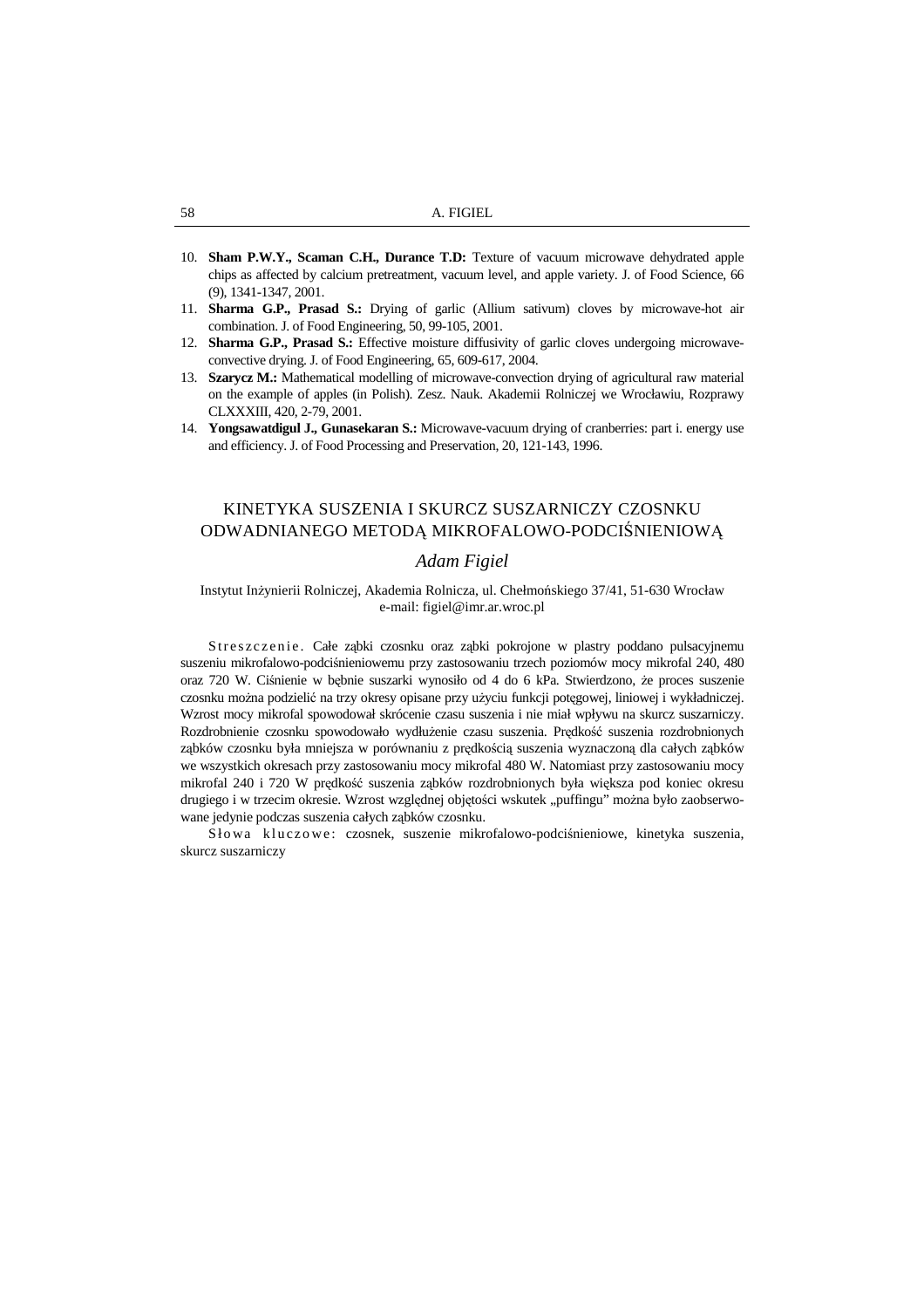10. **Sham P.W.Y., Scaman C.H., Durance T.D:** Texture of vacuum microwave dehydrated apple chips as affected by calcium pretreatment, vacuum level, and apple variety. J. of Food Science, 66 (9), 1341-1347, 2001.
11. **Sharma G.P., Prasad S.:** Drying of garlic (Allium sativum) cloves by microwave-hot air combination. J. of Food Engineering, 50, 99-105, 2001.
12. **Sharma G.P., Prasad S.:** Effective moisture diffusivity of garlic cloves undergoing microwave-convective drying. J. of Food Engineering, 65, 609-617, 2004.
13. **Szarycz M.:** Mathematical modelling of microwave-convection drying of agricultural raw material on the example of apples (in Polish). Zesz. Nauk. Akademii Rolniczej we Wrocławiu, Rozprawy CLXXXIII, 420, 2-79, 2001.
14. **Yongsawatdigul J., Gunasekaran S.:** Microwave-vacuum drying of cranberries: part i. energy use and efficiency. J. of Food Processing and Preservation, 20, 121-143, 1996.

## KINETYKA SUSZENIA I SKURCZ SUSZARNICZY CZOSNKU ODWADNIANEGO METODĄ MIKROFALOWO-PODCIŚNIENIOWĄ

*Adam Figiel*

Instytut Inżynierii Rolniczej, Akademia Rolnicza, ul. Chełmońskiego 37/41, 51-630 Wrocław
e-mail: figiel@imr.ar.wroc.pl

Streszczenie. Całe ząbki czosnku oraz ząbki pokrojone w plastry poddano pulsacyjnemu suszeniu mikrofalowo-podciśnieniowemu przy zastosowaniu trzech poziomów mocy mikrofal 240, 480 oraz 720 W. Ciśnienie w bębnie suszarki wynosiło od 4 do 6 kPa. Stwierdzono, że proces suszenie czosnku można podzielić na trzy okresy opisane przy użyciu funkcji potęgowej, liniowej i wykładniczej. Wzrost mocy mikrofal spowodował skrócenie czasu suszenia i nie miał wpływu na skurcz suszarniczy. Rozdrobnienie czosnku spowodowało wydłużenie czasu suszenia. Prędkość suszenia rozdrobnionych ząbków czosnku była mniejsza w porównaniu z prędkością suszenia wyznaczoną dla całych ząbków we wszystkich okresach przy zastosowaniu mocy mikrofal 480 W. Natomiast przy zastosowaniu mocy mikrofal 240 i 720 W prędkość suszenia ząbków rozdrobnionych była większa pod koniec okresu drugiego i w trzecim okresie. Wzrost względnej objętości wskutek „puffingu" można było zaobserwowane jedynie podczas suszenia całych ząbków czosnku.

Słowa kluczowe: czosnek, suszenie mikrofalowo-podciśnieniowe, kinetyka suszenia, skurcz suszarniczy